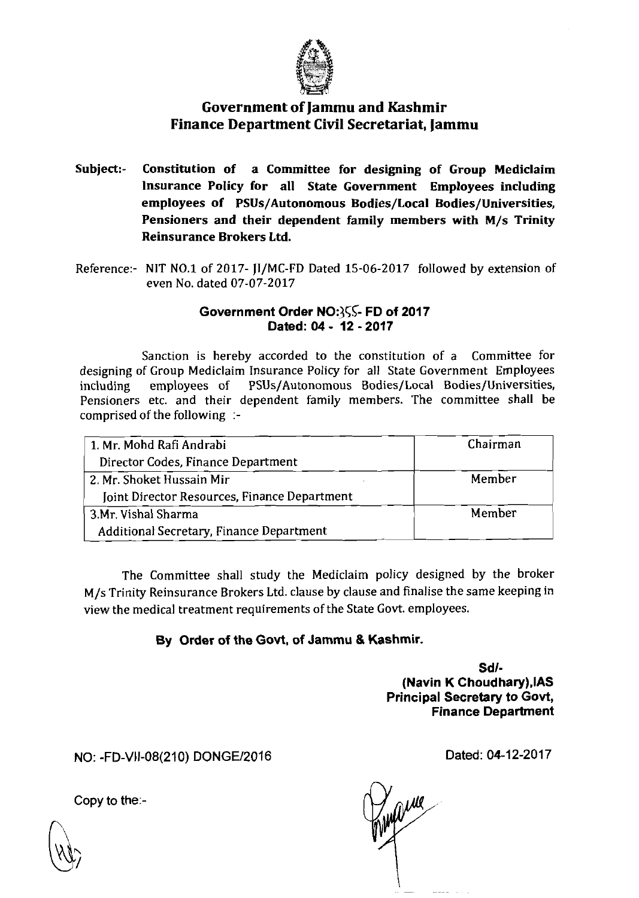# Government of Jammu and Kashmir
## Finance Department Civil Secretariat, Jammu

**Subject:-** **Constitution of a Committee for designing of Group Mediclaim Insurance Policy for all State Government Employees including employees of PSUs/Autonomous Bodies/Local Bodies/Universities, Pensioners and their dependent family members with M/s Trinity Reinsurance Brokers Ltd.**

Reference:- NIT NO.1 of 2017- JI/MC-FD Dated 15-06-2017 followed by extension of even No. dated 07-07-2017

**Government Order NO:355- FD of 2017**
**Dated: 04 - 12 - 2017**

Sanction is hereby accorded to the constitution of a Committee for designing of Group Mediclaim Insurance Policy for all State Government Employees including employees of PSUs/Autonomous Bodies/Local Bodies/Universities, Pensioners etc. and their dependent family members. The committee shall be comprised of the following :-

| Name | Role |
|---|---|
| 1. Mr. Mohd Rafi Andrabi<br>Director Codes, Finance Department | Chairman |
| 2. Mr. Shoket Hussain Mir<br>Joint Director Resources, Finance Department | Member |
| 3.Mr. Vishal Sharma<br>Additional Secretary, Finance Department | Member |

The Committee shall study the Mediclaim policy designed by the broker M/s Trinity Reinsurance Brokers Ltd. clause by clause and finalise the same keeping in view the medical treatment requirements of the State Govt. employees.

**By Order of the Govt, of Jammu & Kashmir.**

**Sd/-**
**(Navin K Choudhary),IAS**
**Principal Secretary to Govt,**
**Finance Department**

NO: -FD-VII-08(210) DONGE/2016

Dated: 04-12-2017

Copy to the:-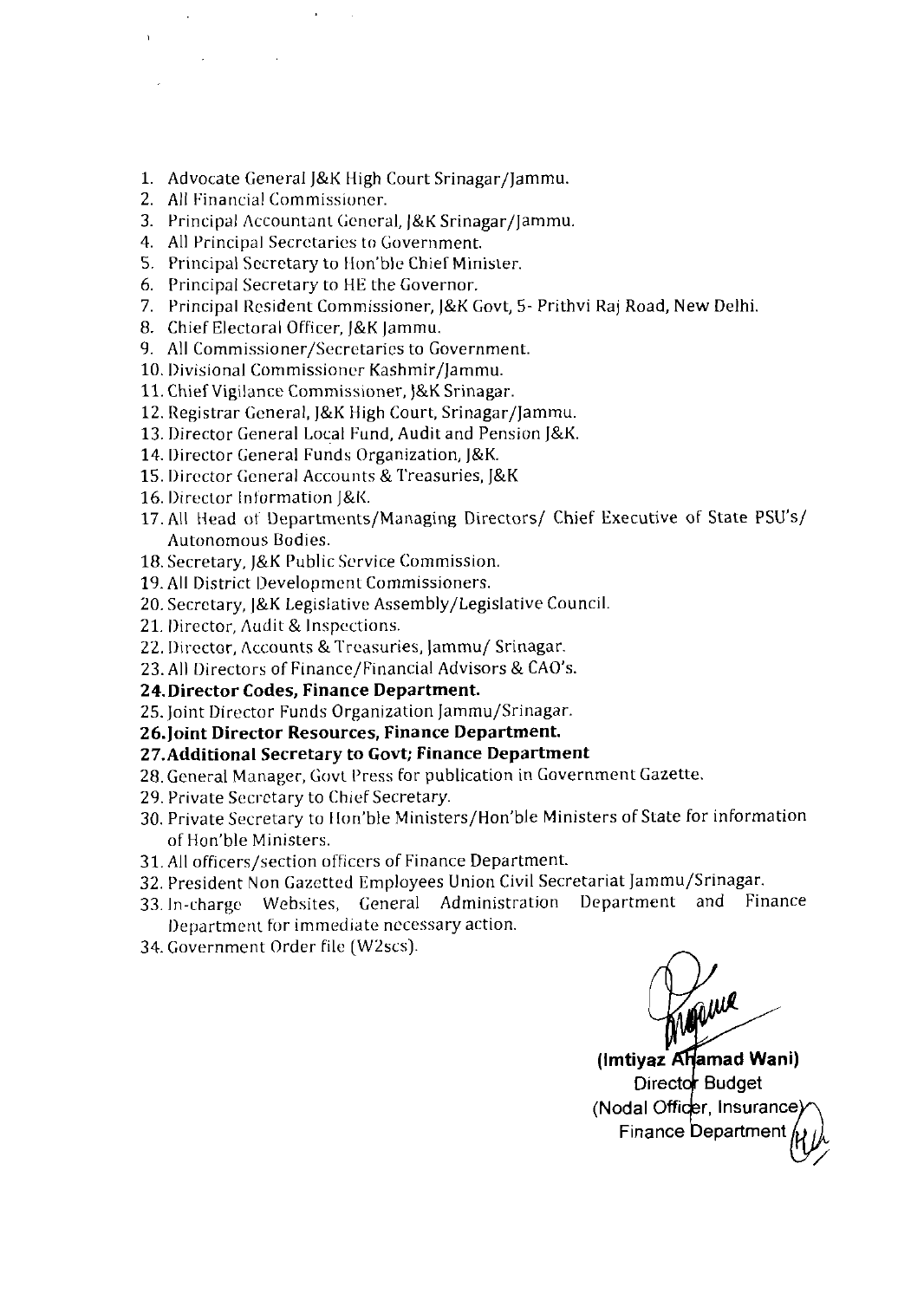1. Advocate General J&K High Court Srinagar/Jammu.
2. All Financial Commissioner.
3. Principal Accountant General, J&K Srinagar/Jammu.
4. All Principal Secretaries to Government.
5. Principal Secretary to Hon'ble Chief Minister.
6. Principal Secretary to HE the Governor.
7. Principal Resident Commissioner, J&K Govt, 5- Prithvi Raj Road, New Delhi.
8. Chief Electoral Officer, J&K Jammu.
9. All Commissioner/Secretaries to Government.
10. Divisional Commissioner Kashmir/Jammu.
11. Chief Vigilance Commissioner, J&K Srinagar.
12. Registrar General, J&K High Court, Srinagar/Jammu.
13. Director General Local Fund, Audit and Pension J&K.
14. Director General Funds Organization, J&K.
15. Director General Accounts & Treasuries, J&K
16. Director Information J&K.
17. All Head of Departments/Managing Directors/ Chief Executive of State PSU's/ Autonomous Bodies.
18. Secretary, J&K Public Service Commission.
19. All District Development Commissioners.
20. Secretary, J&K Legislative Assembly/Legislative Council.
21. Director, Audit & Inspections.
22. Director, Accounts & Treasuries, Jammu/ Srinagar.
23. All Directors of Finance/Financial Advisors & CAO's.
24. **Director Codes, Finance Department.**
25. Joint Director Funds Organization Jammu/Srinagar.
26. **Joint Director Resources, Finance Department.**
27. **Additional Secretary to Govt; Finance Department**
28. General Manager, Govt Press for publication in Government Gazette.
29. Private Secretary to Chief Secretary.
30. Private Secretary to Hon'ble Ministers/Hon'ble Ministers of State for information of Hon'ble Ministers.
31. All officers/section officers of Finance Department.
32. President Non Gazetted Employees Union Civil Secretariat Jammu/Srinagar.
33. In-charge Websites, General Administration Department and Finance Department for immediate necessary action.
34. Government Order file (W2scs).

**(Imtiyaz Ahamad Wani)**
Director Budget
(Nodal Officer, Insurance)
Finance Department